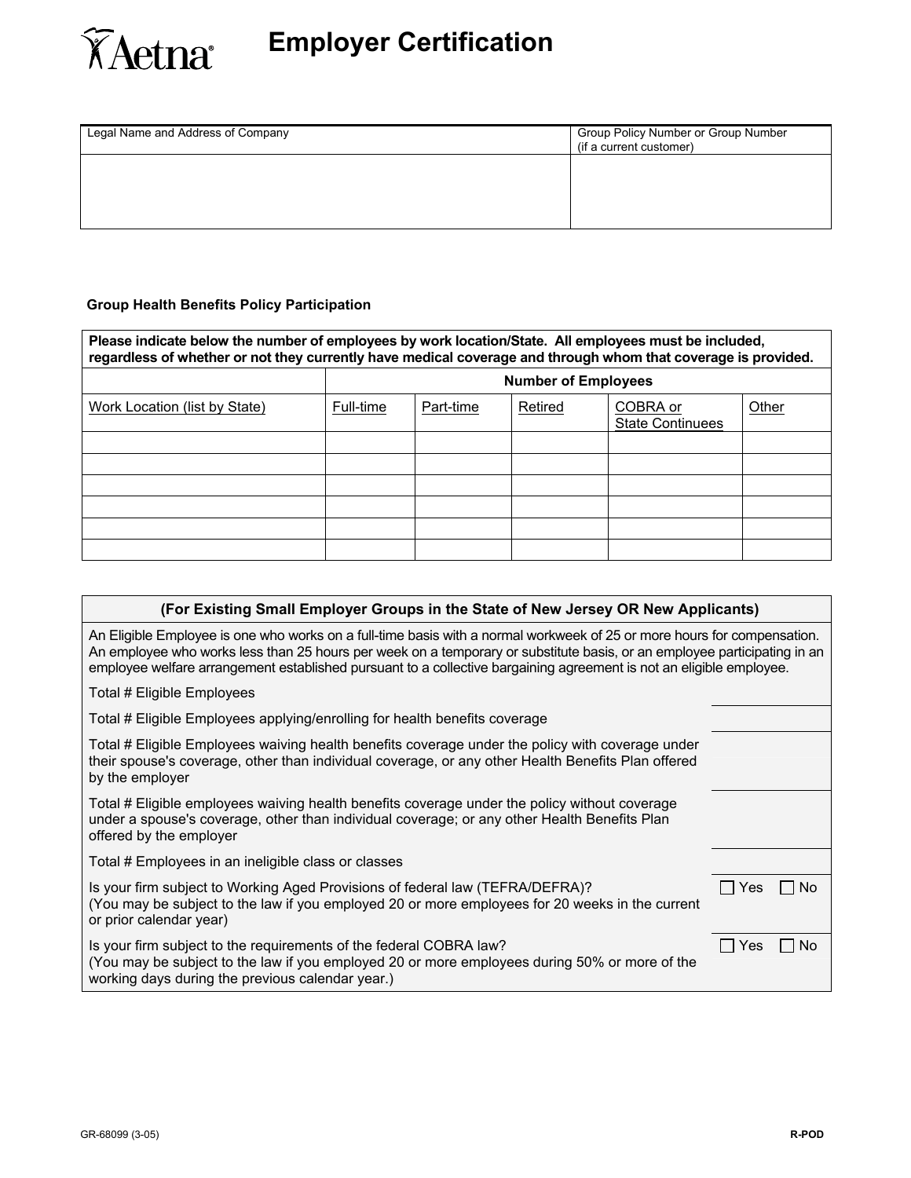# Employer Certification

| Legal Name and Address of Company | Group Policy Number or Group Number (if a current customer) |
|---|---|
| | |

**Group Health Benefits Policy Participation**

| **Please indicate below the number of employees by work location/State. All employees must be included, regardless of whether or not they currently have medical coverage and through whom that coverage is provided.** | | | | | |
|---|---|---|---|---|---|
| | **Number of Employees** | | | | |
| Work Location (list by State) | Full-time | Part-time | Retired | COBRA or State Continuees | Other |
| | | | | | |
| | | | | | |
| | | | | | |
| | | | | | |
| | | | | | |
| | | | | | |

| **(For Existing Small Employer Groups in the State of New Jersey OR New Applicants)** | |
|---|---|
| An Eligible Employee is one who works on a full-time basis with a normal workweek of 25 or more hours for compensation. An employee who works less than 25 hours per week on a temporary or substitute basis, or an employee participating in an employee welfare arrangement established pursuant to a collective bargaining agreement is not an eligible employee. | |
| Total # Eligible Employees | |
| Total # Eligible Employees applying/enrolling for health benefits coverage | |
| Total # Eligible Employees waiving health benefits coverage under the policy with coverage under their spouse's coverage, other than individual coverage, or any other Health Benefits Plan offered by the employer | |
| Total # Eligible employees waiving health benefits coverage under the policy without coverage under a spouse's coverage, other than individual coverage; or any other Health Benefits Plan offered by the employer | |
| Total # Employees in an ineligible class or classes | |
| Is your firm subject to Working Aged Provisions of federal law (TEFRA/DEFRA)? (You may be subject to the law if you employed 20 or more employees for 20 weeks in the current or prior calendar year) | ☐ Yes ☐ No |
| Is your firm subject to the requirements of the federal COBRA law? (You may be subject to the law if you employed 20 or more employees during 50% or more of the working days during the previous calendar year.) | ☐ Yes ☐ No |

GR-68099 (3-05) R-POD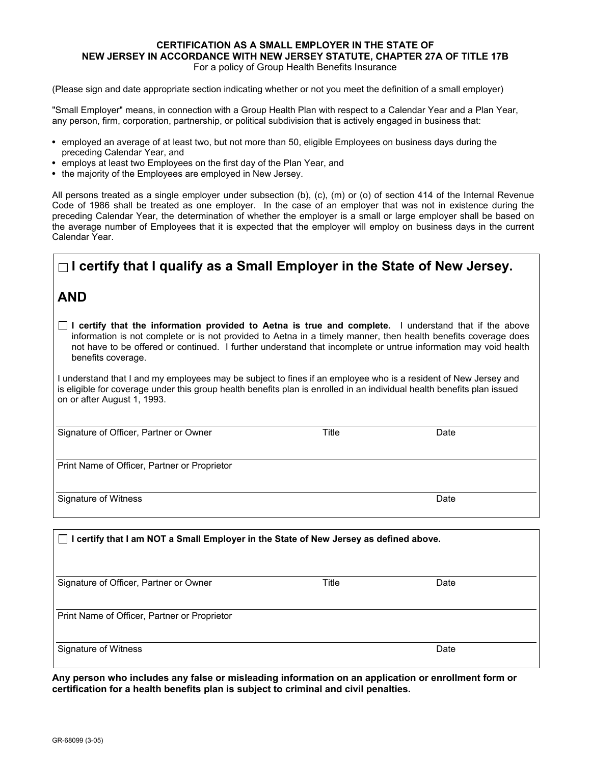# CERTIFICATION AS A SMALL EMPLOYER IN THE STATE OF NEW JERSEY IN ACCORDANCE WITH NEW JERSEY STATUTE, CHAPTER 27A OF TITLE 17B

For a policy of Group Health Benefits Insurance

(Please sign and date appropriate section indicating whether or not you meet the definition of a small employer)

"Small Employer" means, in connection with a Group Health Plan with respect to a Calendar Year and a Plan Year, any person, firm, corporation, partnership, or political subdivision that is actively engaged in business that:

- employed an average of at least two, but not more than 50, eligible Employees on business days during the preceding Calendar Year, and
- employs at least two Employees on the first day of the Plan Year, and
- the majority of the Employees are employed in New Jersey.

All persons treated as a single employer under subsection (b), (c), (m) or (o) of section 414 of the Internal Revenue Code of 1986 shall be treated as one employer. In the case of an employer that was not in existence during the preceding Calendar Year, the determination of whether the employer is a small or large employer shall be based on the average number of Employees that it is expected that the employer will employ on business days in the current Calendar Year.

## ☐ I certify that I qualify as a Small Employer in the State of New Jersey.

## AND

☐ **I certify that the information provided to Aetna is true and complete.** I understand that if the above information is not complete or is not provided to Aetna in a timely manner, then health benefits coverage does not have to be offered or continued. I further understand that incomplete or untrue information may void health benefits coverage.

I understand that I and my employees may be subject to fines if an employee who is a resident of New Jersey and is eligible for coverage under this group health benefits plan is enrolled in an individual health benefits plan issued on or after August 1, 1993.

Signature of Officer, Partner or Owner ____________ Title ____________ Date ____________

Print Name of Officer, Partner or Proprietor ____________

Signature of Witness ____________ Date ____________

---

☐ **I certify that I am NOT a Small Employer in the State of New Jersey as defined above.**

Signature of Officer, Partner or Owner ____________ Title ____________ Date ____________

Print Name of Officer, Partner or Proprietor ____________

Signature of Witness ____________ Date ____________

**Any person who includes any false or misleading information on an application or enrollment form or certification for a health benefits plan is subject to criminal and civil penalties.**

GR-68099 (3-05)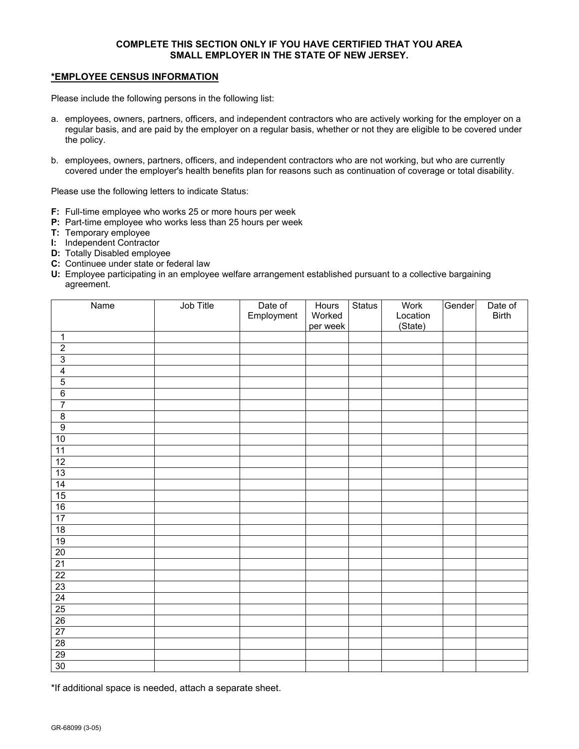**COMPLETE THIS SECTION ONLY IF YOU HAVE CERTIFIED THAT YOU AREA SMALL EMPLOYER IN THE STATE OF NEW JERSEY.**

## *EMPLOYEE CENSUS INFORMATION

Please include the following persons in the following list:

a. employees, owners, partners, officers, and independent contractors who are actively working for the employer on a regular basis, and are paid by the employer on a regular basis, whether or not they are eligible to be covered under the policy.

b. employees, owners, partners, officers, and independent contractors who are not working, but who are currently covered under the employer's health benefits plan for reasons such as continuation of coverage or total disability.

Please use the following letters to indicate Status:

**F:** Full-time employee who works 25 or more hours per week
**P:** Part-time employee who works less than 25 hours per week
**T:** Temporary employee
**I:** Independent Contractor
**D:** Totally Disabled employee
**C:** Continuee under state or federal law
**U:** Employee participating in an employee welfare arrangement established pursuant to a collective bargaining agreement.

| Name | Job Title | Date of Employment | Hours Worked per week | Status | Work Location (State) | Gender | Date of Birth |
|---|---|---|---|---|---|---|---|
| 1 | | | | | | | |
| 2 | | | | | | | |
| 3 | | | | | | | |
| 4 | | | | | | | |
| 5 | | | | | | | |
| 6 | | | | | | | |
| 7 | | | | | | | |
| 8 | | | | | | | |
| 9 | | | | | | | |
| 10 | | | | | | | |
| 11 | | | | | | | |
| 12 | | | | | | | |
| 13 | | | | | | | |
| 14 | | | | | | | |
| 15 | | | | | | | |
| 16 | | | | | | | |
| 17 | | | | | | | |
| 18 | | | | | | | |
| 19 | | | | | | | |
| 20 | | | | | | | |
| 21 | | | | | | | |
| 22 | | | | | | | |
| 23 | | | | | | | |
| 24 | | | | | | | |
| 25 | | | | | | | |
| 26 | | | | | | | |
| 27 | | | | | | | |
| 28 | | | | | | | |
| 29 | | | | | | | |
| 30 | | | | | | | |

*If additional space is needed, attach a separate sheet.

GR-68099 (3-05)